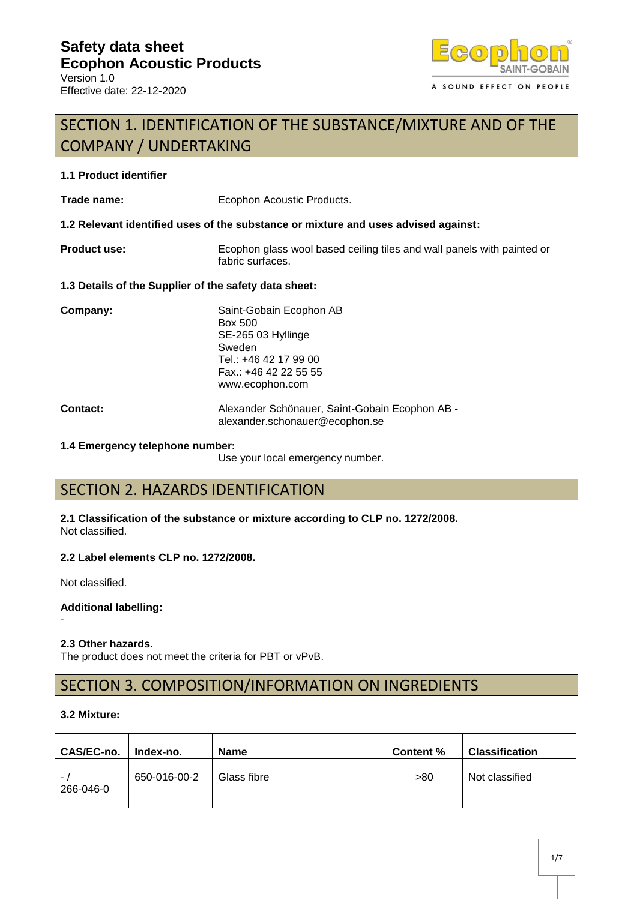# Safety data sheet
# Ecophon Acoustic Products

Version 1.0
Effective date: 22-12-2020

Ecophon SAINT-GOBAIN
A SOUND EFFECT ON PEOPLE

## SECTION 1. IDENTIFICATION OF THE SUBSTANCE/MIXTURE AND OF THE COMPANY / UNDERTAKING

### 1.1 Product identifier

**Trade name:** Ecophon Acoustic Products.

### 1.2 Relevant identified uses of the substance or mixture and uses advised against:

**Product use:** Ecophon glass wool based ceiling tiles and wall panels with painted or fabric surfaces.

### 1.3 Details of the Supplier of the safety data sheet:

**Company:**
Saint-Gobain Ecophon AB
Box 500
SE-265 03 Hyllinge
Sweden
Tel.: +46 42 17 99 00
Fax.: +46 42 22 55 55
www.ecophon.com

**Contact:** Alexander Schönauer, Saint-Gobain Ecophon AB - alexander.schonauer@ecophon.se

### 1.4 Emergency telephone number:

Use your local emergency number.

## SECTION 2. HAZARDS IDENTIFICATION

### 2.1 Classification of the substance or mixture according to CLP no. 1272/2008.

Not classified.

### 2.2 Label elements CLP no. 1272/2008.

Not classified.

**Additional labelling:**

-

### 2.3 Other hazards.

The product does not meet the criteria for PBT or vPvB.

## SECTION 3. COMPOSITION/INFORMATION ON INGREDIENTS

### 3.2 Mixture:

| CAS/EC-no. | Index-no. | Name | Content % | Classification |
|---|---|---|---|---|
| - / 266-046-0 | 650-016-00-2 | Glass fibre | >80 | Not classified |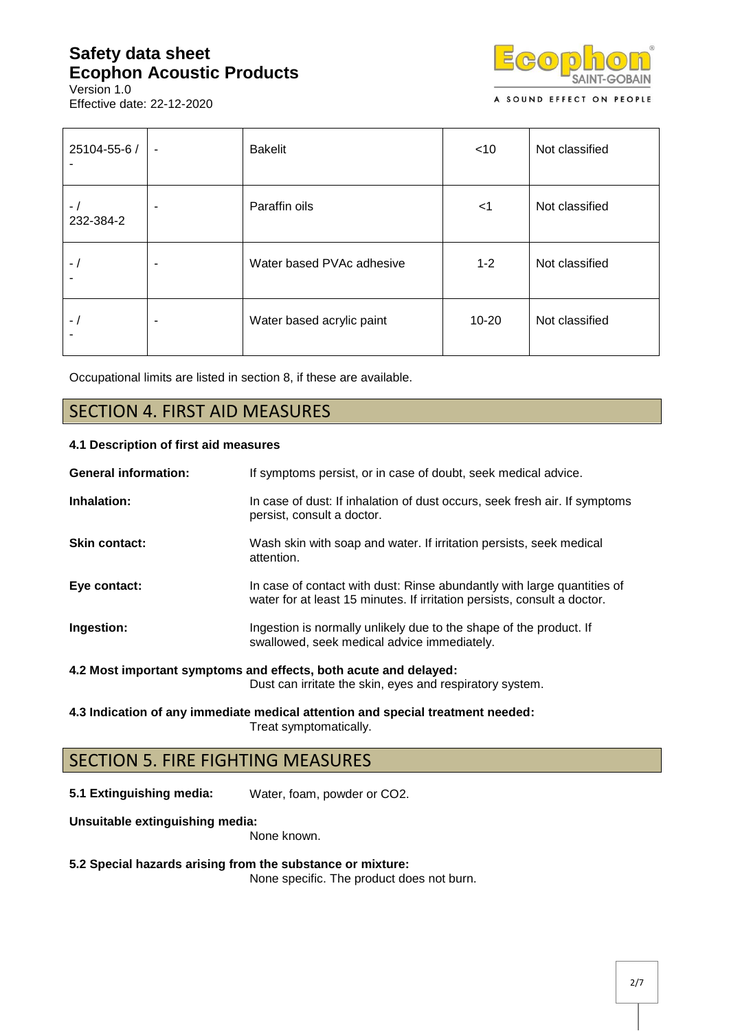| | | | | |
|---|---|---|---|---|
| 25104-55-6 / - | - | Bakelit | <10 | Not classified |
| - / 232-384-2 | - | Paraffin oils | <1 | Not classified |
| - / - | - | Water based PVAc adhesive | 1-2 | Not classified |
| - / - | - | Water based acrylic paint | 10-20 | Not classified |

Occupational limits are listed in section 8, if these are available.

## SECTION 4. FIRST AID MEASURES

**4.1 Description of first aid measures**

**General information:** If symptoms persist, or in case of doubt, seek medical advice.

**Inhalation:** In case of dust: If inhalation of dust occurs, seek fresh air. If symptoms persist, consult a doctor.

**Skin contact:** Wash skin with soap and water. If irritation persists, seek medical attention.

**Eye contact:** In case of contact with dust: Rinse abundantly with large quantities of water for at least 15 minutes. If irritation persists, consult a doctor.

**Ingestion:** Ingestion is normally unlikely due to the shape of the product. If swallowed, seek medical advice immediately.

**4.2 Most important symptoms and effects, both acute and delayed:**
Dust can irritate the skin, eyes and respiratory system.

**4.3 Indication of any immediate medical attention and special treatment needed:**
Treat symptomatically.

## SECTION 5. FIRE FIGHTING MEASURES

**5.1 Extinguishing media:** Water, foam, powder or $CO_2$.

**Unsuitable extinguishing media:**
None known.

**5.2 Special hazards arising from the substance or mixture:**
None specific. The product does not burn.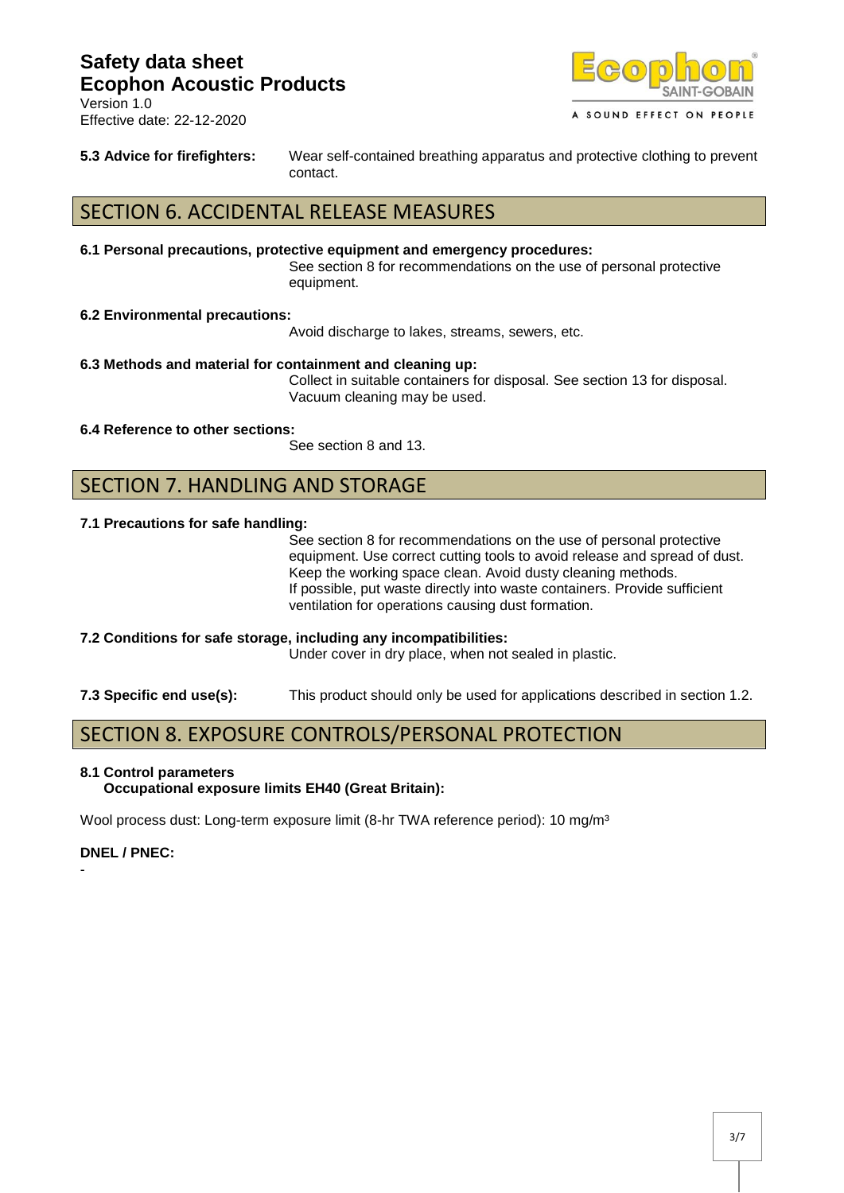**5.3 Advice for firefighters:** Wear self-contained breathing apparatus and protective clothing to prevent contact.

## SECTION 6. ACCIDENTAL RELEASE MEASURES

**6.1 Personal precautions, protective equipment and emergency procedures:**

See section 8 for recommendations on the use of personal protective equipment.

**6.2 Environmental precautions:**

Avoid discharge to lakes, streams, sewers, etc.

**6.3 Methods and material for containment and cleaning up:**

Collect in suitable containers for disposal. See section 13 for disposal. Vacuum cleaning may be used.

**6.4 Reference to other sections:**

See section 8 and 13.

## SECTION 7. HANDLING AND STORAGE

**7.1 Precautions for safe handling:**

See section 8 for recommendations on the use of personal protective equipment. Use correct cutting tools to avoid release and spread of dust. Keep the working space clean. Avoid dusty cleaning methods.
If possible, put waste directly into waste containers. Provide sufficient ventilation for operations causing dust formation.

**7.2 Conditions for safe storage, including any incompatibilities:**

Under cover in dry place, when not sealed in plastic.

**7.3 Specific end use(s):** This product should only be used for applications described in section 1.2.

## SECTION 8. EXPOSURE CONTROLS/PERSONAL PROTECTION

**8.1 Control parameters**
**Occupational exposure limits EH40 (Great Britain):**

Wool process dust: Long-term exposure limit (8-hr TWA reference period): 10 mg/m³

**DNEL / PNEC:**

-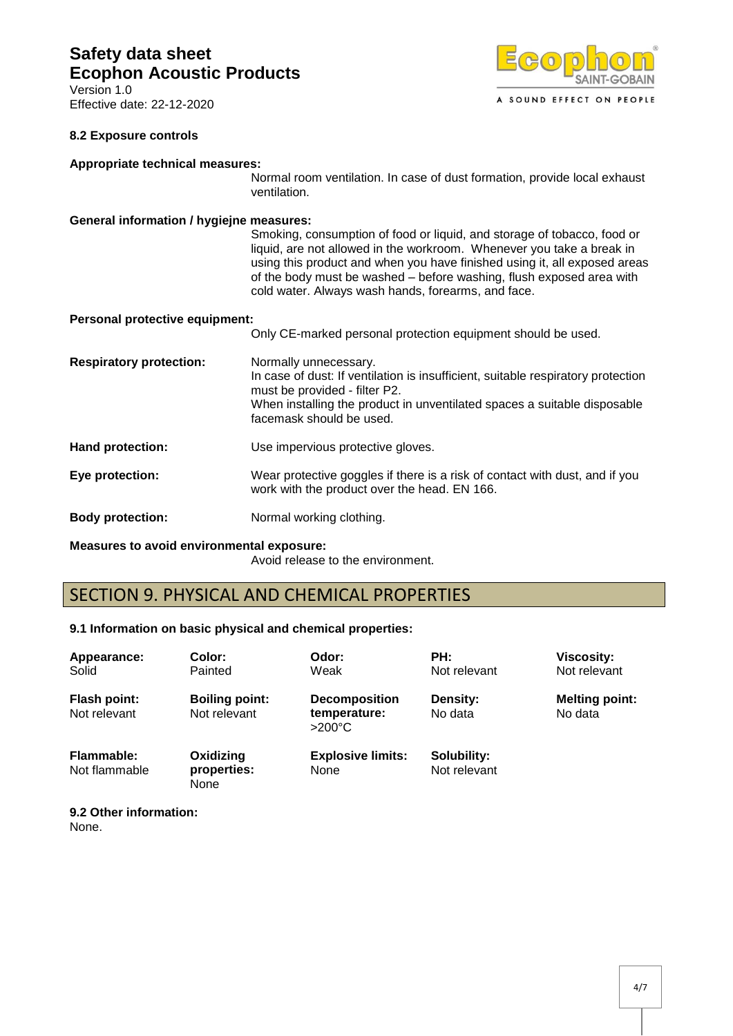#### 8.2 Exposure controls

**Appropriate technical measures:**

Normal room ventilation. In case of dust formation, provide local exhaust ventilation.

**General information / hygiejne measures:**

Smoking, consumption of food or liquid, and storage of tobacco, food or liquid, are not allowed in the workroom. Whenever you take a break in using this product and when you have finished using it, all exposed areas of the body must be washed – before washing, flush exposed area with cold water. Always wash hands, forearms, and face.

**Personal protective equipment:**

Only CE-marked personal protection equipment should be used.

**Respiratory protection:** Normally unnecessary.
In case of dust: If ventilation is insufficient, suitable respiratory protection must be provided - filter P2.
When installing the product in unventilated spaces a suitable disposable facemask should be used.

**Hand protection:** Use impervious protective gloves.

**Eye protection:** Wear protective goggles if there is a risk of contact with dust, and if you work with the product over the head. EN 166.

**Body protection:** Normal working clothing.

**Measures to avoid environmental exposure:**

Avoid release to the environment.

## SECTION 9. PHYSICAL AND CHEMICAL PROPERTIES

#### 9.1 Information on basic physical and chemical properties:

| **Appearance:** Solid | **Color:** Painted | **Odor:** Weak | **PH:** Not relevant | **Viscosity:** Not relevant |
|---|---|---|---|---|
| **Flash point:** Not relevant | **Boiling point:** Not relevant | **Decomposition temperature:** >200°C | **Density:** No data | **Melting point:** No data |
| **Flammable:** Not flammable | **Oxidizing properties:** None | **Explosive limits:** None | **Solubility:** Not relevant | |

#### 9.2 Other information:

None.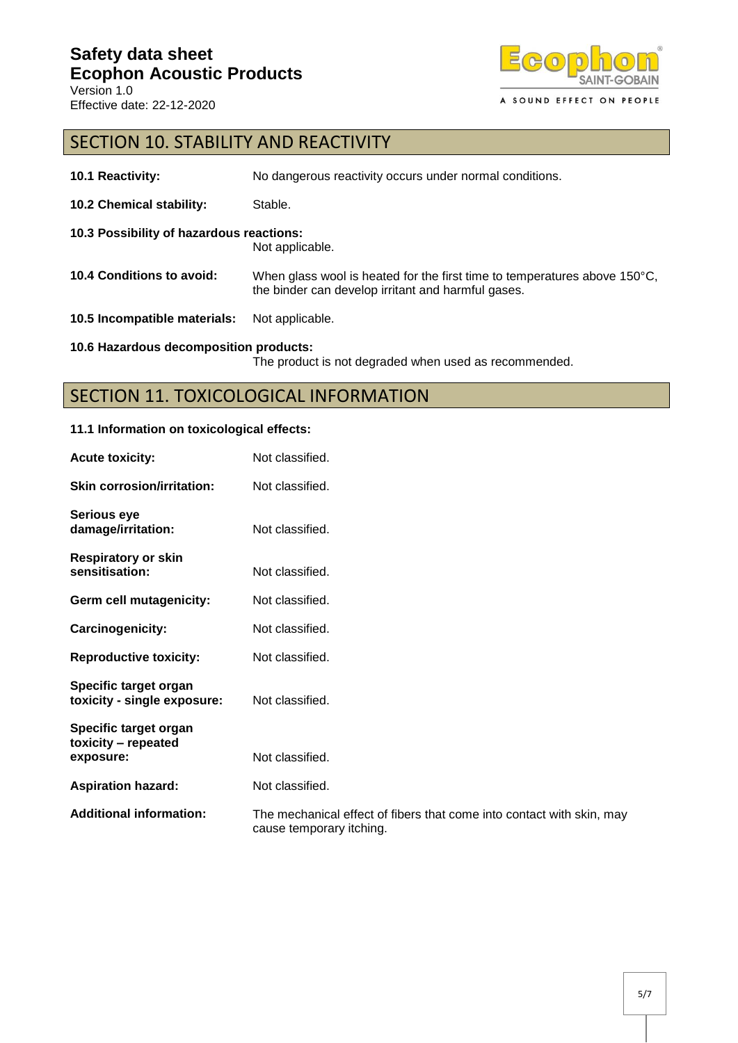## SECTION 10. STABILITY AND REACTIVITY

**10.1 Reactivity:** No dangerous reactivity occurs under normal conditions.

**10.2 Chemical stability:** Stable.

**10.3 Possibility of hazardous reactions:**
Not applicable.

**10.4 Conditions to avoid:** When glass wool is heated for the first time to temperatures above 150°C, the binder can develop irritant and harmful gases.

**10.5 Incompatible materials:** Not applicable.

**10.6 Hazardous decomposition products:**
The product is not degraded when used as recommended.

## SECTION 11. TOXICOLOGICAL INFORMATION

**11.1 Information on toxicological effects:**

**Acute toxicity:** Not classified.

**Skin corrosion/irritation:** Not classified.

**Serious eye damage/irritation:** Not classified.

**Respiratory or skin sensitisation:** Not classified.

**Germ cell mutagenicity:** Not classified.

**Carcinogenicity:** Not classified.

**Reproductive toxicity:** Not classified.

**Specific target organ toxicity - single exposure:** Not classified.

**Specific target organ toxicity – repeated exposure:** Not classified.

**Aspiration hazard:** Not classified.

**Additional information:** The mechanical effect of fibers that come into contact with skin, may cause temporary itching.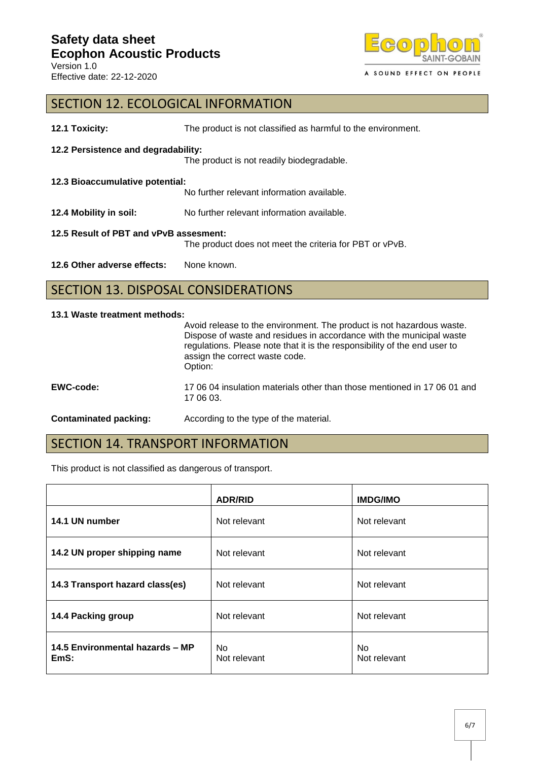## SECTION 12. ECOLOGICAL INFORMATION

**12.1 Toxicity:** The product is not classified as harmful to the environment.

**12.2 Persistence and degradability:**
The product is not readily biodegradable.

**12.3 Bioaccumulative potential:**
No further relevant information available.

**12.4 Mobility in soil:** No further relevant information available.

**12.5 Result of PBT and vPvB assesment:**
The product does not meet the criteria for PBT or vPvB.

**12.6 Other adverse effects:** None known.

## SECTION 13. DISPOSAL CONSIDERATIONS

**13.1 Waste treatment methods:**
Avoid release to the environment. The product is not hazardous waste. Dispose of waste and residues in accordance with the municipal waste regulations. Please note that it is the responsibility of the end user to assign the correct waste code.
Option:

**EWC-code:** 17 06 04 insulation materials other than those mentioned in 17 06 01 and 17 06 03.

**Contaminated packing:** According to the type of the material.

## SECTION 14. TRANSPORT INFORMATION

This product is not classified as dangerous of transport.

| | **ADR/RID** | **IMDG/IMO** |
|---|---|---|
| **14.1 UN number** | Not relevant | Not relevant |
| **14.2 UN proper shipping name** | Not relevant | Not relevant |
| **14.3 Transport hazard class(es)** | Not relevant | Not relevant |
| **14.4 Packing group** | Not relevant | Not relevant |
| **14.5 Environmental hazards – MP EmS:** | No<br>Not relevant | No<br>Not relevant |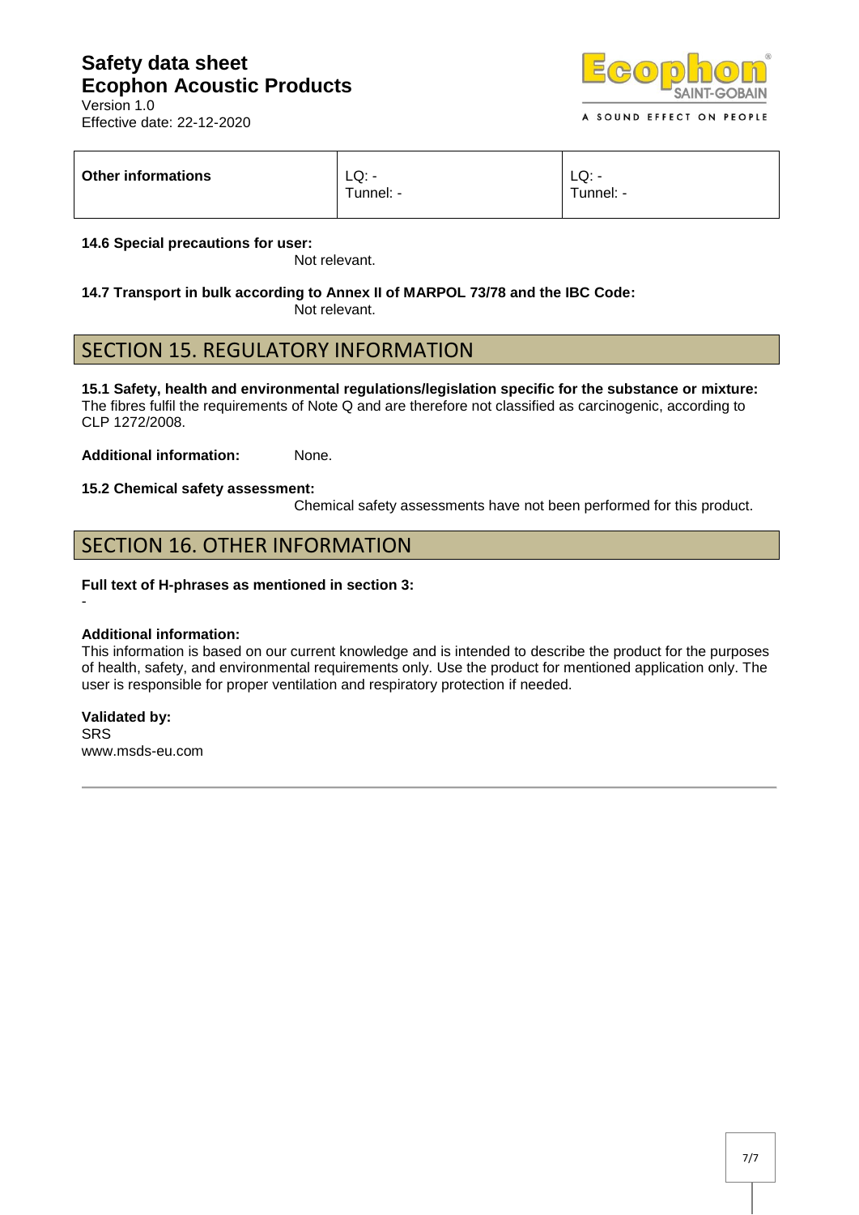| | | |
|---|---|---|
| **Other informations** | LQ: -<br>Tunnel: - | LQ: -<br>Tunnel: - |

**14.6 Special precautions for user:**

Not relevant.

**14.7 Transport in bulk according to Annex II of MARPOL 73/78 and the IBC Code:**

Not relevant.

## SECTION 15. REGULATORY INFORMATION

**15.1 Safety, health and environmental regulations/legislation specific for the substance or mixture:**
The fibres fulfil the requirements of Note Q and are therefore not classified as carcinogenic, according to CLP 1272/2008.

**Additional information:** None.

**15.2 Chemical safety assessment:**

Chemical safety assessments have not been performed for this product.

## SECTION 16. OTHER INFORMATION

**Full text of H-phrases as mentioned in section 3:**

-

**Additional information:**
This information is based on our current knowledge and is intended to describe the product for the purposes of health, safety, and environmental requirements only. Use the product for mentioned application only. The user is responsible for proper ventilation and respiratory protection if needed.

**Validated by:**
SRS
www.msds-eu.com